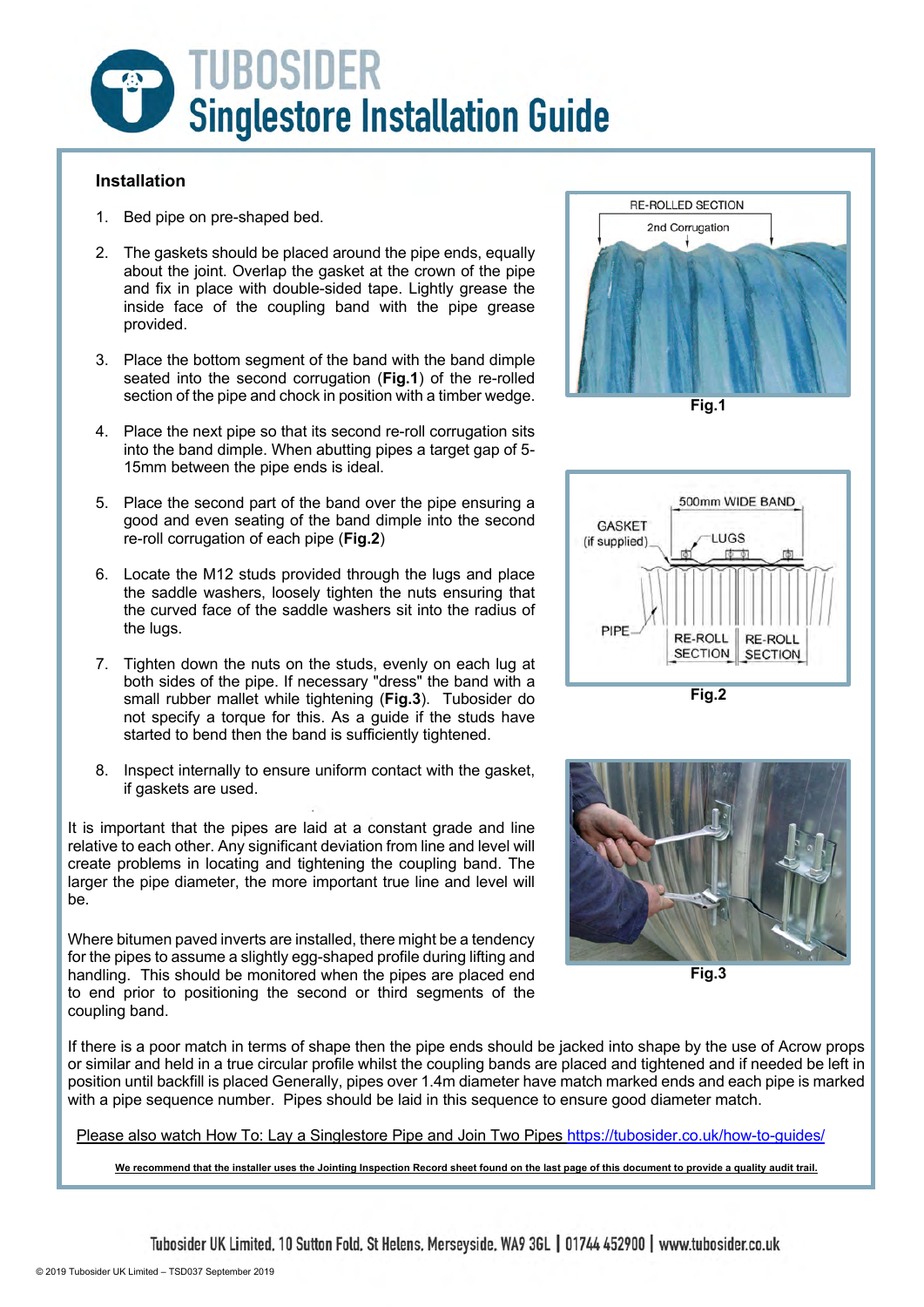# TUBOSIDER
# Singlestore Installation Guide

## Installation

1. Bed pipe on pre-shaped bed.
2. The gaskets should be placed around the pipe ends, equally about the joint. Overlap the gasket at the crown of the pipe and fix in place with double-sided tape. Lightly grease the inside face of the coupling band with the pipe grease provided.
3. Place the bottom segment of the band with the band dimple seated into the second corrugation (**Fig.1**) of the re-rolled section of the pipe and chock in position with a timber wedge.
4. Place the next pipe so that its second re-roll corrugation sits into the band dimple. When abutting pipes a target gap of 5-15mm between the pipe ends is ideal.
5. Place the second part of the band over the pipe ensuring a good and even seating of the band dimple into the second re-roll corrugation of each pipe (**Fig.2**)
6. Locate the M12 studs provided through the lugs and place the saddle washers, loosely tighten the nuts ensuring that the curved face of the saddle washers sit into the radius of the lugs.
7. Tighten down the nuts on the studs, evenly on each lug at both sides of the pipe. If necessary "dress" the band with a small rubber mallet while tightening (**Fig.3**). Tubosider do not specify a torque for this. As a guide if the studs have started to bend then the band is sufficiently tightened.
8. Inspect internally to ensure uniform contact with the gasket, if gaskets are used.

RE-ROLLED SECTION

2nd Corrugation

**Fig.1**

GASKET (if supplied)

500mm WIDE BAND

LUGS

PIPE

RE-ROLL SECTION

RE-ROLL SECTION

**Fig.2**

**Fig.3**

It is important that the pipes are laid at a constant grade and line relative to each other. Any significant deviation from line and level will create problems in locating and tightening the coupling band. The larger the pipe diameter, the more important true line and level will be.

Where bitumen paved inverts are installed, there might be a tendency for the pipes to assume a slightly egg-shaped profile during lifting and handling. This should be monitored when the pipes are placed end to end prior to positioning the second or third segments of the coupling band.

If there is a poor match in terms of shape then the pipe ends should be jacked into shape by the use of Acrow props or similar and held in a true circular profile whilst the coupling bands are placed and tightened and if needed be left in position until backfill is placed Generally, pipes over 1.4m diameter have match marked ends and each pipe is marked with a pipe sequence number. Pipes should be laid in this sequence to ensure good diameter match.

Please also watch How To: Lay a Singlestore Pipe and Join Two Pipes https://tubosider.co.uk/how-to-guides/

**We recommend that the installer uses the Jointing Inspection Record sheet found on the last page of this document to provide a quality audit trail.**

Tubosider UK Limited, 10 Sutton Fold, St Helens, Merseyside, WA9 3GL | 01744 452900 | www.tubosider.co.uk

© 2019 Tubosider UK Limited – TSD037 September 2019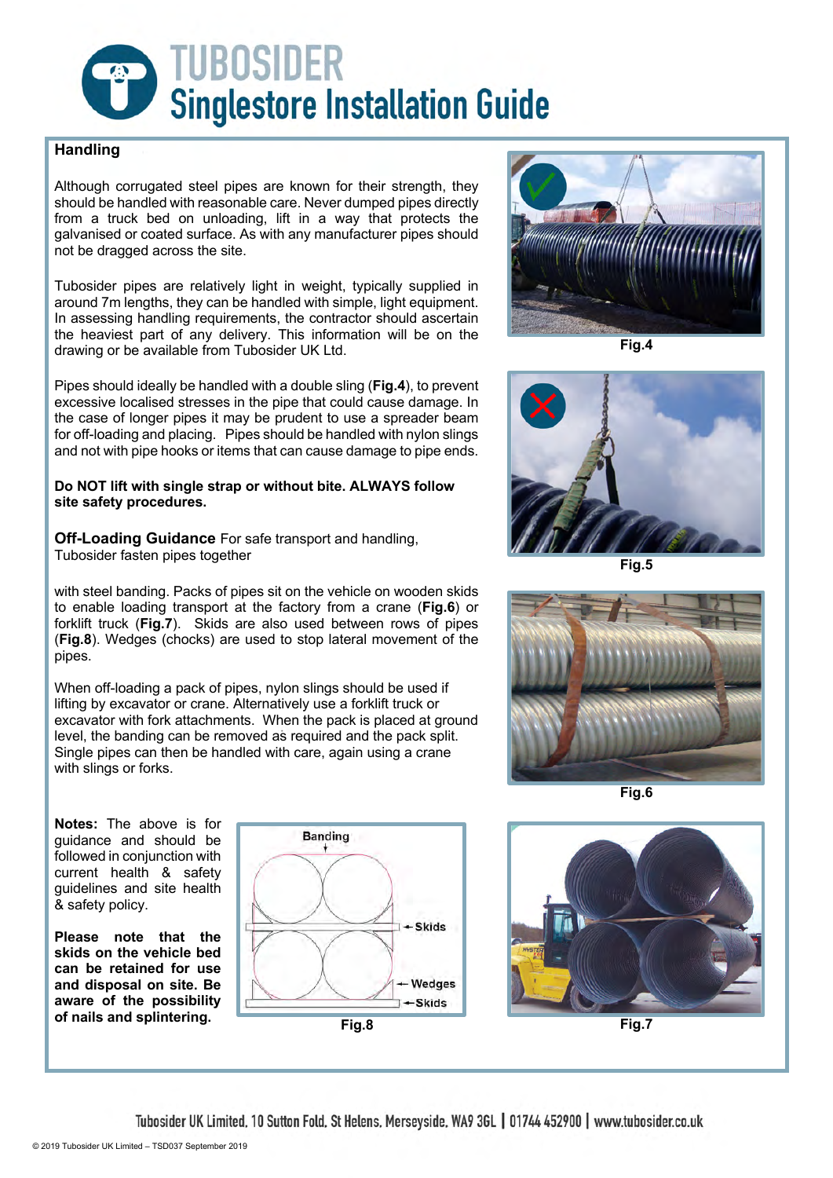# TUBOSIDER Singlestore Installation Guide

## Handling

Although corrugated steel pipes are known for their strength, they should be handled with reasonable care. Never dumped pipes directly from a truck bed on unloading, lift in a way that protects the galvanised or coated surface. As with any manufacturer pipes should not be dragged across the site.

Tubosider pipes are relatively light in weight, typically supplied in around 7m lengths, they can be handled with simple, light equipment. In assessing handling requirements, the contractor should ascertain the heaviest part of any delivery. This information will be on the drawing or be available from Tubosider UK Ltd.

Pipes should ideally be handled with a double sling (**Fig.4**), to prevent excessive localised stresses in the pipe that could cause damage. In the case of longer pipes it may be prudent to use a spreader beam for off-loading and placing. Pipes should be handled with nylon slings and not with pipe hooks or items that can cause damage to pipe ends.

**Do NOT lift with single strap or without bite. ALWAYS follow site safety procedures.**

**Off-Loading Guidance** For safe transport and handling, Tubosider fasten pipes together with steel banding. Packs of pipes sit on the vehicle on wooden skids to enable loading transport at the factory from a crane (**Fig.6**) or forklift truck (**Fig.7**). Skids are also used between rows of pipes (**Fig.8**). Wedges (chocks) are used to stop lateral movement of the pipes.

When off-loading a pack of pipes, nylon slings should be used if lifting by excavator or crane. Alternatively use a forklift truck or excavator with fork attachments. When the pack is placed at ground level, the banding can be removed as required and the pack split. Single pipes can then be handled with care, again using a crane with slings or forks.

**Notes:** The above is for guidance and should be followed in conjunction with current health & safety guidelines and site health & safety policy.

**Please note that the skids on the vehicle bed can be retained for use and disposal on site. Be aware of the possibility of nails and splintering.**

Fig.4

Fig.5

Fig.6

Banding

Skids

Wedges

Skids

Fig.8

Fig.7

Tubosider UK Limited, 10 Sutton Fold, St Helens, Merseyside, WA9 3GL | 01744 452900 | www.tubosider.co.uk

© 2019 Tubosider UK Limited – TSD037 September 2019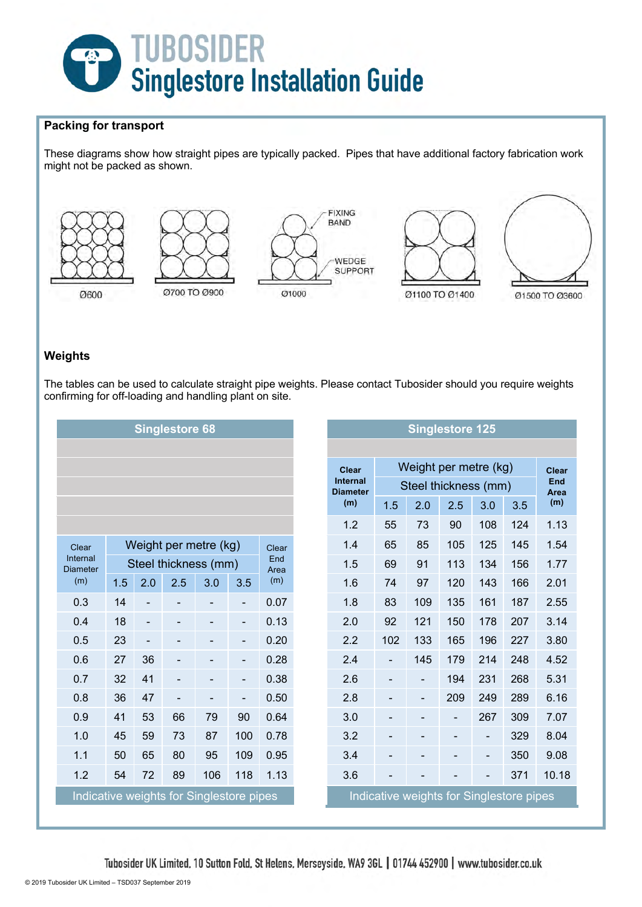# TUBOSIDER Singlestore Installation Guide

## Packing for transport

These diagrams show how straight pipes are typically packed. Pipes that have additional factory fabrication work might not be packed as shown.

Ø600 — Ø700 TO Ø900 — Ø1000 (FIXING BAND, WEDGE SUPPORT) — Ø1100 TO Ø1400 — Ø1500 TO Ø3600

## Weights

The tables can be used to calculate straight pipe weights. Please contact Tubosider should you require weights confirming for off-loading and handling plant on site.

**Singlestore 68**

| Clear Internal Diameter (m) | Weight per metre (kg) – Steel thickness (mm) 1.5 | 2.0 | 2.5 | 3.0 | 3.5 | Clear End Area (m) |
|---|---|---|---|---|---|---|
| 0.3 | 14 | - | - | - | - | 0.07 |
| 0.4 | 18 | - | - | - | - | 0.13 |
| 0.5 | 23 | - | - | - | - | 0.20 |
| 0.6 | 27 | 36 | - | - | - | 0.28 |
| 0.7 | 32 | 41 | - | - | - | 0.38 |
| 0.8 | 36 | 47 | - | - | - | 0.50 |
| 0.9 | 41 | 53 | 66 | 79 | 90 | 0.64 |
| 1.0 | 45 | 59 | 73 | 87 | 100 | 0.78 |
| 1.1 | 50 | 65 | 80 | 95 | 109 | 0.95 |
| 1.2 | 54 | 72 | 89 | 106 | 118 | 1.13 |

Indicative weights for Singlestore pipes

**Singlestore 125**

| Clear Internal Diameter (m) | Weight per metre (kg) – Steel thickness (mm) 1.5 | 2.0 | 2.5 | 3.0 | 3.5 | Clear End Area (m) |
|---|---|---|---|---|---|---|
| 1.2 | 55 | 73 | 90 | 108 | 124 | 1.13 |
| 1.4 | 65 | 85 | 105 | 125 | 145 | 1.54 |
| 1.5 | 69 | 91 | 113 | 134 | 156 | 1.77 |
| 1.6 | 74 | 97 | 120 | 143 | 166 | 2.01 |
| 1.8 | 83 | 109 | 135 | 161 | 187 | 2.55 |
| 2.0 | 92 | 121 | 150 | 178 | 207 | 3.14 |
| 2.2 | 102 | 133 | 165 | 196 | 227 | 3.80 |
| 2.4 | - | 145 | 179 | 214 | 248 | 4.52 |
| 2.6 | - | - | 194 | 231 | 268 | 5.31 |
| 2.8 | - | - | 209 | 249 | 289 | 6.16 |
| 3.0 | - | - | - | 267 | 309 | 7.07 |
| 3.2 | - | - | - | - | 329 | 8.04 |
| 3.4 | - | - | - | - | 350 | 9.08 |
| 3.6 | - | - | - | - | 371 | 10.18 |

Indicative weights for Singlestore pipes

Tubosider UK Limited, 10 Sutton Fold, St Helens, Merseyside, WA9 3GL | 01744 452900 | www.tubosider.co.uk

© 2019 Tubosider UK Limited – TSD037 September 2019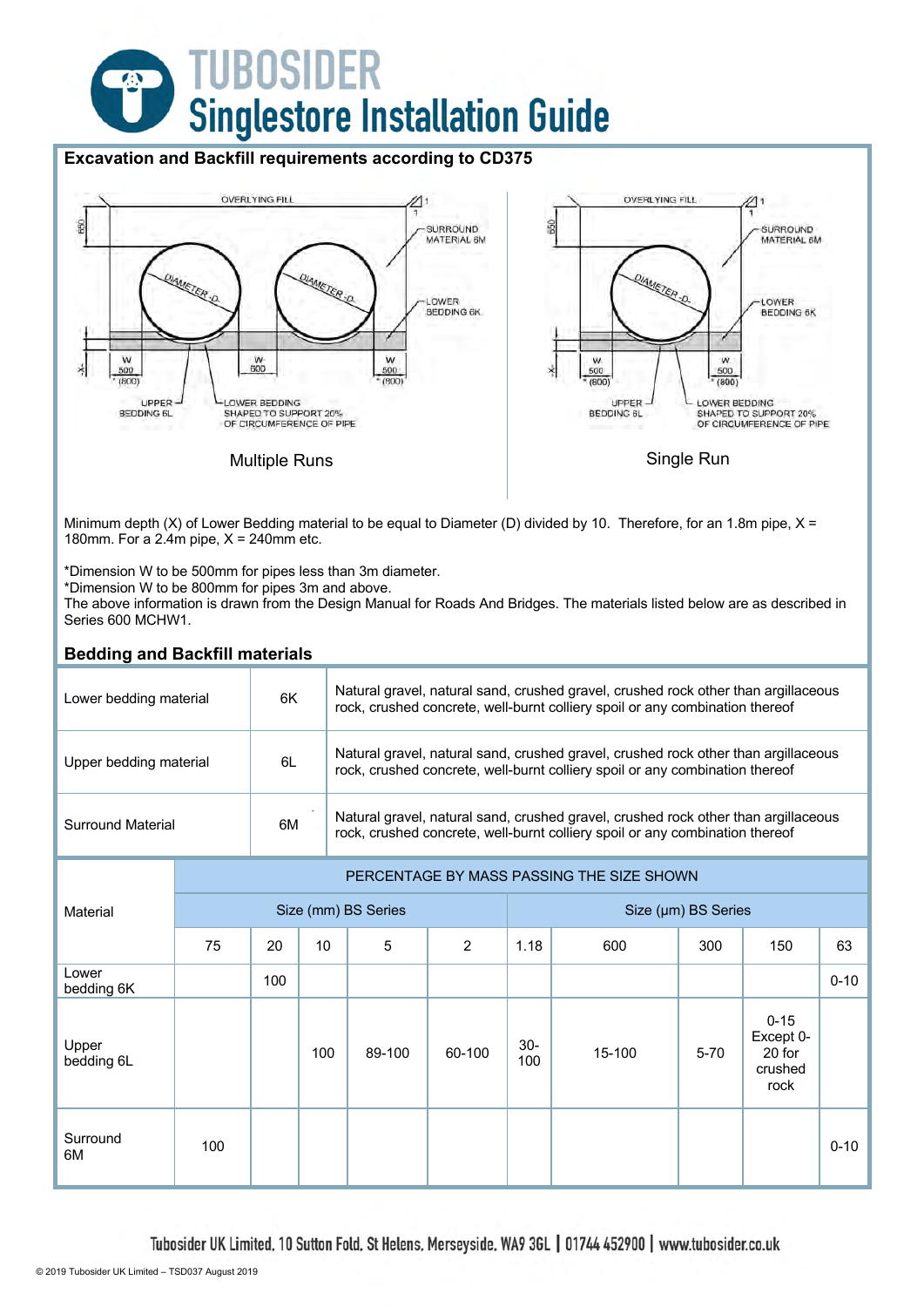# TUBOSIDER
## Singlestore Installation Guide

### Excavation and Backfill requirements according to CD375

Multiple Runs

Single Run

Minimum depth (X) of Lower Bedding material to be equal to Diameter (D) divided by 10. Therefore, for an 1.8m pipe, X = 180mm. For a 2.4m pipe, X = 240mm etc.

*Dimension W to be 500mm for pipes less than 3m diameter.
*Dimension W to be 800mm for pipes 3m and above.
The above information is drawn from the Design Manual for Roads And Bridges. The materials listed below are as described in Series 600 MCHW1.

### Bedding and Backfill materials

| | | |
|---|---|---|
| Lower bedding material | 6K | Natural gravel, natural sand, crushed gravel, crushed rock other than argillaceous rock, crushed concrete, well-burnt colliery spoil or any combination thereof |
| Upper bedding material | 6L | Natural gravel, natural sand, crushed gravel, crushed rock other than argillaceous rock, crushed concrete, well-burnt colliery spoil or any combination thereof |
| Surround Material | 6M | Natural gravel, natural sand, crushed gravel, crushed rock other than argillaceous rock, crushed concrete, well-burnt colliery spoil or any combination thereof |

| Material | PERCENTAGE BY MASS PASSING THE SIZE SHOWN | | | | | | | | | |
|---|---|---|---|---|---|---|---|---|---|---|
| | Size (mm) BS Series | | | | | Size (µm) BS Series | | | | |
| | 75 | 20 | 10 | 5 | 2 | 1.18 | 600 | 300 | 150 | 63 |
| Lower bedding 6K | | 100 | | | | | | | | 0-10 |
| Upper bedding 6L | | | 100 | 89-100 | 60-100 | 30-100 | 15-100 | 5-70 | 0-15 Except 0-20 for crushed rock | |
| Surround 6M | 100 | | | | | | | | | 0-10 |

Tubosider UK Limited, 10 Sutton Fold, St Helens, Merseyside, WA9 3GL | 01744 452900 | www.tubosider.co.uk

© 2019 Tubosider UK Limited – TSD037 August 2019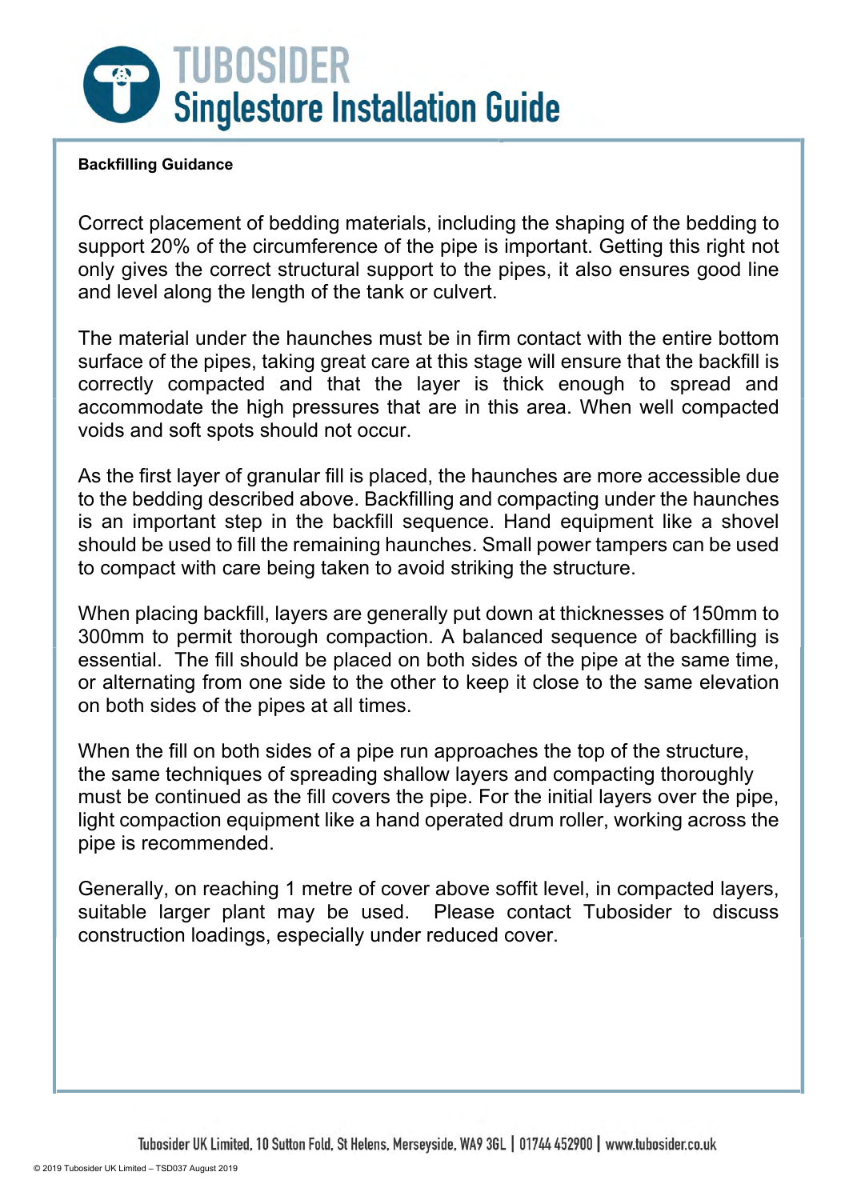# TUBOSIDER
## Singlestore Installation Guide

**Backfilling Guidance**

Correct placement of bedding materials, including the shaping of the bedding to support 20% of the circumference of the pipe is important. Getting this right not only gives the correct structural support to the pipes, it also ensures good line and level along the length of the tank or culvert.

The material under the haunches must be in firm contact with the entire bottom surface of the pipes, taking great care at this stage will ensure that the backfill is correctly compacted and that the layer is thick enough to spread and accommodate the high pressures that are in this area. When well compacted voids and soft spots should not occur.

As the first layer of granular fill is placed, the haunches are more accessible due to the bedding described above. Backfilling and compacting under the haunches is an important step in the backfill sequence. Hand equipment like a shovel should be used to fill the remaining haunches. Small power tampers can be used to compact with care being taken to avoid striking the structure.

When placing backfill, layers are generally put down at thicknesses of 150mm to 300mm to permit thorough compaction. A balanced sequence of backfilling is essential. The fill should be placed on both sides of the pipe at the same time, or alternating from one side to the other to keep it close to the same elevation on both sides of the pipes at all times.

When the fill on both sides of a pipe run approaches the top of the structure, the same techniques of spreading shallow layers and compacting thoroughly must be continued as the fill covers the pipe. For the initial layers over the pipe, light compaction equipment like a hand operated drum roller, working across the pipe is recommended.

Generally, on reaching 1 metre of cover above soffit level, in compacted layers, suitable larger plant may be used. Please contact Tubosider to discuss construction loadings, especially under reduced cover.

Tubosider UK Limited, 10 Sutton Fold, St Helens, Merseyside, WA9 3GL | 01744 452900 | www.tubosider.co.uk

© 2019 Tubosider UK Limited – TSD037 August 2019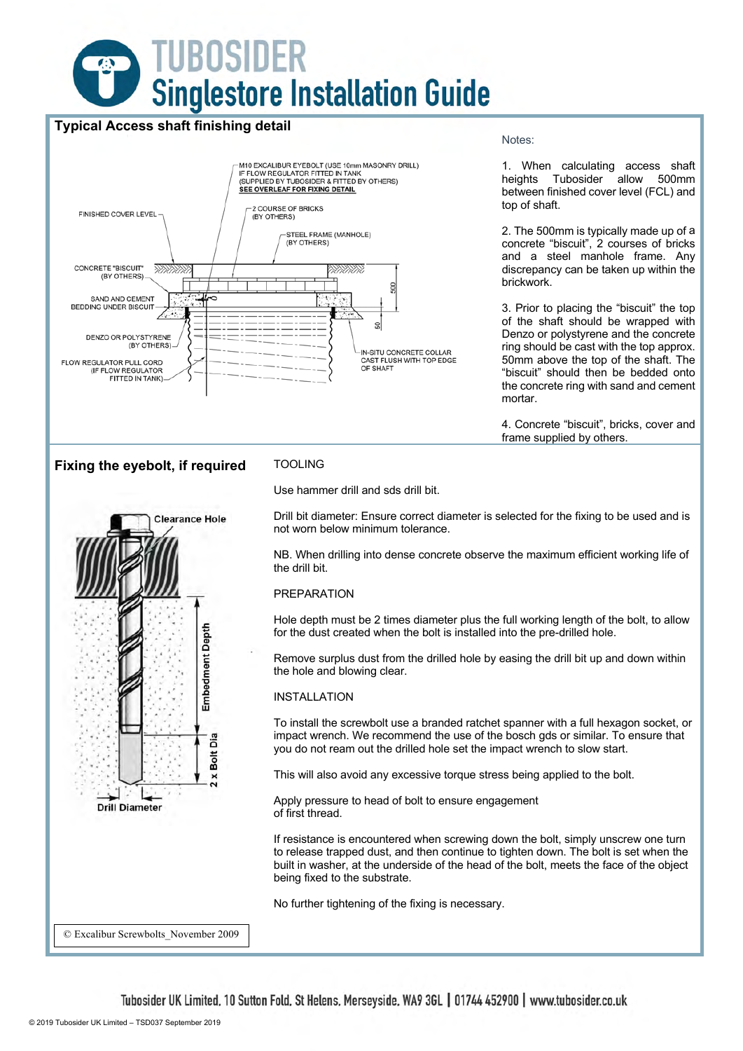# TUBOSIDER Singlestore Installation Guide

## Typical Access shaft finishing detail

M10 EXCALIBUR EYEBOLT (USE 10mm MASONRY DRILL) IF FLOW REGULATOR FITTED IN TANK (SUPPLIED BY TUBOSIDER & FITTED BY OTHERS) SEE OVERLEAF FOR FIXING DETAIL

FINISHED COVER LEVEL

2 COURSE OF BRICKS (BY OTHERS)

STEEL FRAME (MANHOLE) (BY OTHERS)

CONCRETE "BISCUIT" (BY OTHERS)

SAND AND CEMENT BEDDING UNDER BISCUIT

500

50

DENZO OR POLYSTYRENE (BY OTHERS)

IN-SITU CONCRETE COLLAR CAST FLUSH WITH TOP EDGE OF SHAFT

FLOW REGULATOR PULL CORD (IF FLOW REGULATOR FITTED IN TANK)

Notes:

1. When calculating access shaft heights Tubosider allow 500mm between finished cover level (FCL) and top of shaft.

2. The 500mm is typically made up of a concrete "biscuit", 2 courses of bricks and a steel manhole frame. Any discrepancy can be taken up within the brickwork.

3. Prior to placing the "biscuit" the top of the shaft should be wrapped with Denzo or polystyrene and the concrete ring should be cast with the top approx. 50mm above the top of the shaft. The "biscuit" should then be bedded onto the concrete ring with sand and cement mortar.

4. Concrete "biscuit", bricks, cover and frame supplied by others.

## Fixing the eyebolt, if required

Clearance Hole

Embedment Depth

2 x Bolt Dia

Drill Diameter

© Excalibur Screwbolts_November 2009

TOOLING

Use hammer drill and sds drill bit.

Drill bit diameter: Ensure correct diameter is selected for the fixing to be used and is not worn below minimum tolerance.

NB. When drilling into dense concrete observe the maximum efficient working life of the drill bit.

PREPARATION

Hole depth must be 2 times diameter plus the full working length of the bolt, to allow for the dust created when the bolt is installed into the pre-drilled hole.

Remove surplus dust from the drilled hole by easing the drill bit up and down within the hole and blowing clear.

INSTALLATION

To install the screwbolt use a branded ratchet spanner with a full hexagon socket, or impact wrench. We recommend the use of the bosch gds or similar. To ensure that you do not ream out the drilled hole set the impact wrench to slow start.

This will also avoid any excessive torque stress being applied to the bolt.

Apply pressure to head of bolt to ensure engagement of first thread.

If resistance is encountered when screwing down the bolt, simply unscrew one turn to release trapped dust, and then continue to tighten down. The bolt is set when the built in washer, at the underside of the head of the bolt, meets the face of the object being fixed to the substrate.

No further tightening of the fixing is necessary.

Tubosider UK Limited. 10 Sutton Fold. St Helens. Merseyside. WA9 3GL | 01744 452900 | www.tubosider.co.uk

© 2019 Tubosider UK Limited – TSD037 September 2019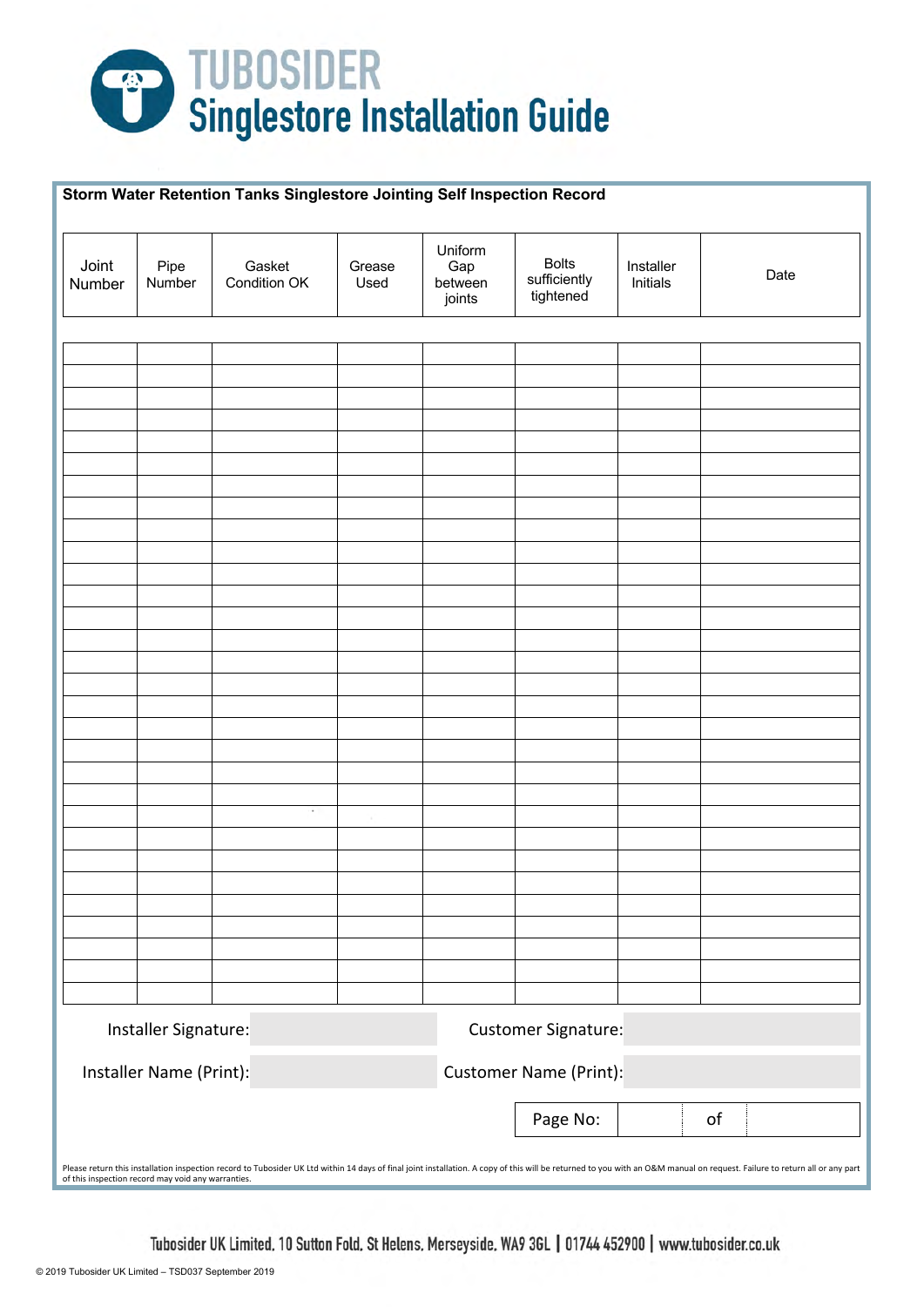# TUBOSIDER
## Singlestore Installation Guide

**Storm Water Retention Tanks Singlestore Jointing Self Inspection Record**

| Joint Number | Pipe Number | Gasket Condition OK | Grease Used | Uniform Gap between joints | Bolts sufficiently tightened | Installer Initials | Date |
|---|---|---|---|---|---|---|---|
| | | | | | | | |
| | | | | | | | |
| | | | | | | | |
| | | | | | | | |
| | | | | | | | |
| | | | | | | | |
| | | | | | | | |
| | | | | | | | |
| | | | | | | | |
| | | | | | | | |
| | | | | | | | |
| | | | | | | | |
| | | | | | | | |
| | | | | | | | |
| | | | | | | | |
| | | | | | | | |
| | | | | | | | |
| | | | | | | | |
| | | | | | | | |
| | | | | | | | |
| | | | | | | | |
| | | | | | | | |
| | | | | | | | |
| | | | | | | | |
| | | | | | | | |
| | | | | | | | |
| | | | | | | | |
| | | | | | | | |
| | | | | | | | |
| | | | | | | | |

Installer Signature: Customer Signature:

Installer Name (Print): Customer Name (Print):

Page No: of

Please return this installation inspection record to Tubosider UK Ltd within 14 days of final joint installation. A copy of this will be returned to you with an O&M manual on request. Failure to return all or any part of this inspection record may void any warranties.

Tubosider UK Limited, 10 Sutton Fold, St Helens, Merseyside, WA9 3GL | 01744 452900 | www.tubosider.co.uk

© 2019 Tubosider UK Limited – TSD037 September 2019